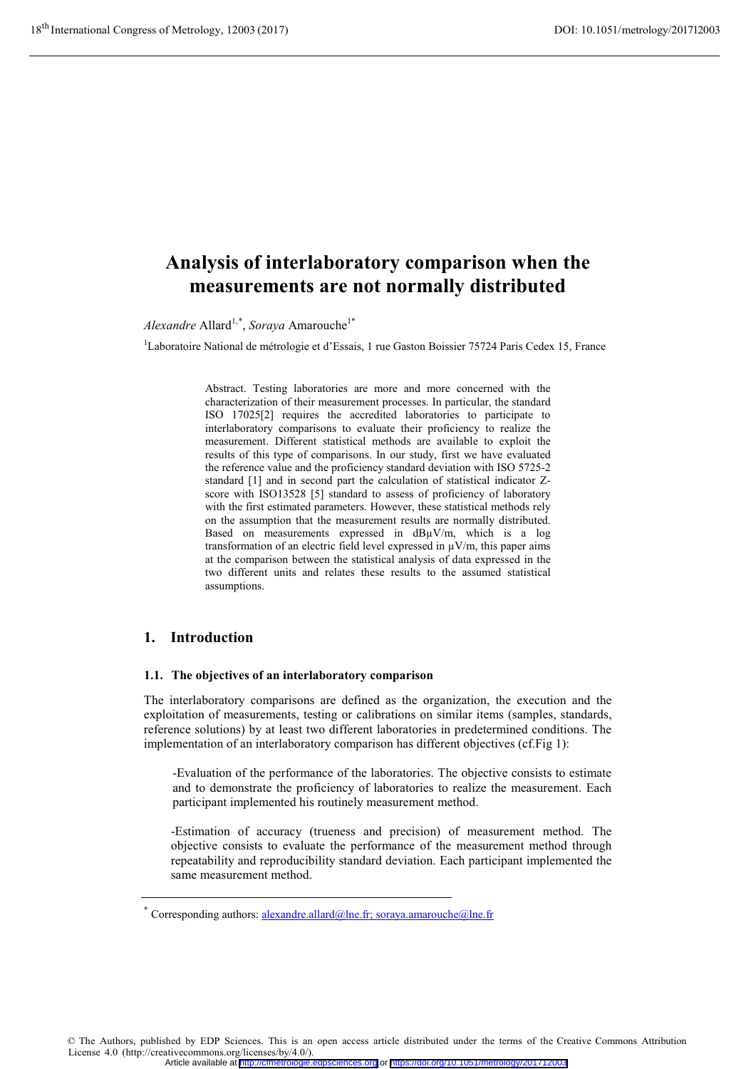# Analysis of interlaboratory comparison when the measurements are not normally distributed

*Alexandre* Allard[1,*], *Soraya* Amarouche[1*]

[1]Laboratoire National de métrologie et d'Essais, 1 rue Gaston Boissier 75724 Paris Cedex 15, France

Abstract. Testing laboratories are more and more concerned with the characterization of their measurement processes. In particular, the standard ISO 17025[2] requires the accredited laboratories to participate to interlaboratory comparisons to evaluate their proficiency to realize the measurement. Different statistical methods are available to exploit the results of this type of comparisons. In our study, first we have evaluated the reference value and the proficiency standard deviation with ISO 5725-2 standard [1] and in second part the calculation of statistical indicator Z-score with ISO13528 [5] standard to assess of proficiency of laboratory with the first estimated parameters. However, these statistical methods rely on the assumption that the measurement results are normally distributed. Based on measurements expressed in dBµV/m, which is a log transformation of an electric field level expressed in µV/m, this paper aims at the comparison between the statistical analysis of data expressed in the two different units and relates these results to the assumed statistical assumptions.

## 1. Introduction

### 1.1. The objectives of an interlaboratory comparison

The interlaboratory comparisons are defined as the organization, the execution and the exploitation of measurements, testing or calibrations on similar items (samples, standards, reference solutions) by at least two different laboratories in predetermined conditions. The implementation of an interlaboratory comparison has different objectives (cf.Fig 1):

-Evaluation of the performance of the laboratories. The objective consists to estimate and to demonstrate the proficiency of laboratories to realize the measurement. Each participant implemented his routinely measurement method.

-Estimation of accuracy (trueness and precision) of measurement method. The objective consists to evaluate the performance of the measurement method through repeatability and reproducibility standard deviation. Each participant implemented the same measurement method.

[*] Corresponding authors: alexandre.allard@lne.fr; soraya.amarouche@lne.fr

© The Authors, published by EDP Sciences. This is an open access article distributed under the terms of the Creative Commons Attribution License 4.0 (http://creativecommons.org/licenses/by/4.0/).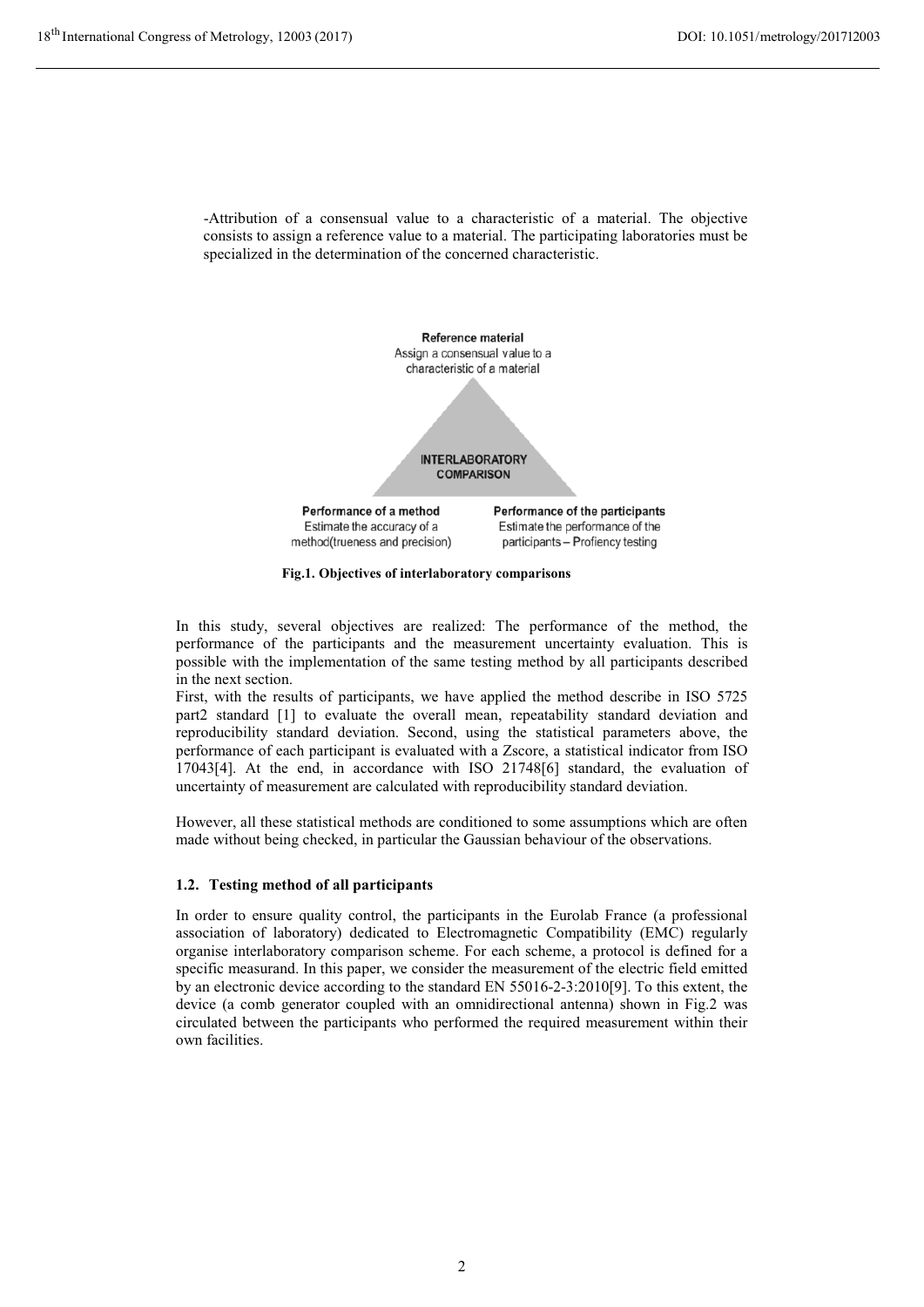-Attribution of a consensual value to a characteristic of a material. The objective consists to assign a reference value to a material. The participating laboratories must be specialized in the determination of the concerned characteristic.

**Reference material**
Assign a consensual value to a characteristic of a material

**INTERLABORATORY COMPARISON**

**Performance of a method**
Estimate the accuracy of a method(trueness and precision)

**Performance of the participants**
Estimate the performance of the participants – Profiency testing

**Fig.1. Objectives of interlaboratory comparisons**

In this study, several objectives are realized: The performance of the method, the performance of the participants and the measurement uncertainty evaluation. This is possible with the implementation of the same testing method by all participants described in the next section.

First, with the results of participants, we have applied the method describe in ISO 5725 part2 standard [1] to evaluate the overall mean, repeatability standard deviation and reproducibility standard deviation. Second, using the statistical parameters above, the performance of each participant is evaluated with a Zscore, a statistical indicator from ISO 17043[4]. At the end, in accordance with ISO 21748[6] standard, the evaluation of uncertainty of measurement are calculated with reproducibility standard deviation.

However, all these statistical methods are conditioned to some assumptions which are often made without being checked, in particular the Gaussian behaviour of the observations.

### 1.2. Testing method of all participants

In order to ensure quality control, the participants in the Eurolab France (a professional association of laboratory) dedicated to Electromagnetic Compatibility (EMC) regularly organise interlaboratory comparison scheme. For each scheme, a protocol is defined for a specific measurand. In this paper, we consider the measurement of the electric field emitted by an electronic device according to the standard EN 55016-2-3:2010[9]. To this extent, the device (a comb generator coupled with an omnidirectional antenna) shown in Fig.2 was circulated between the participants who performed the required measurement within their own facilities.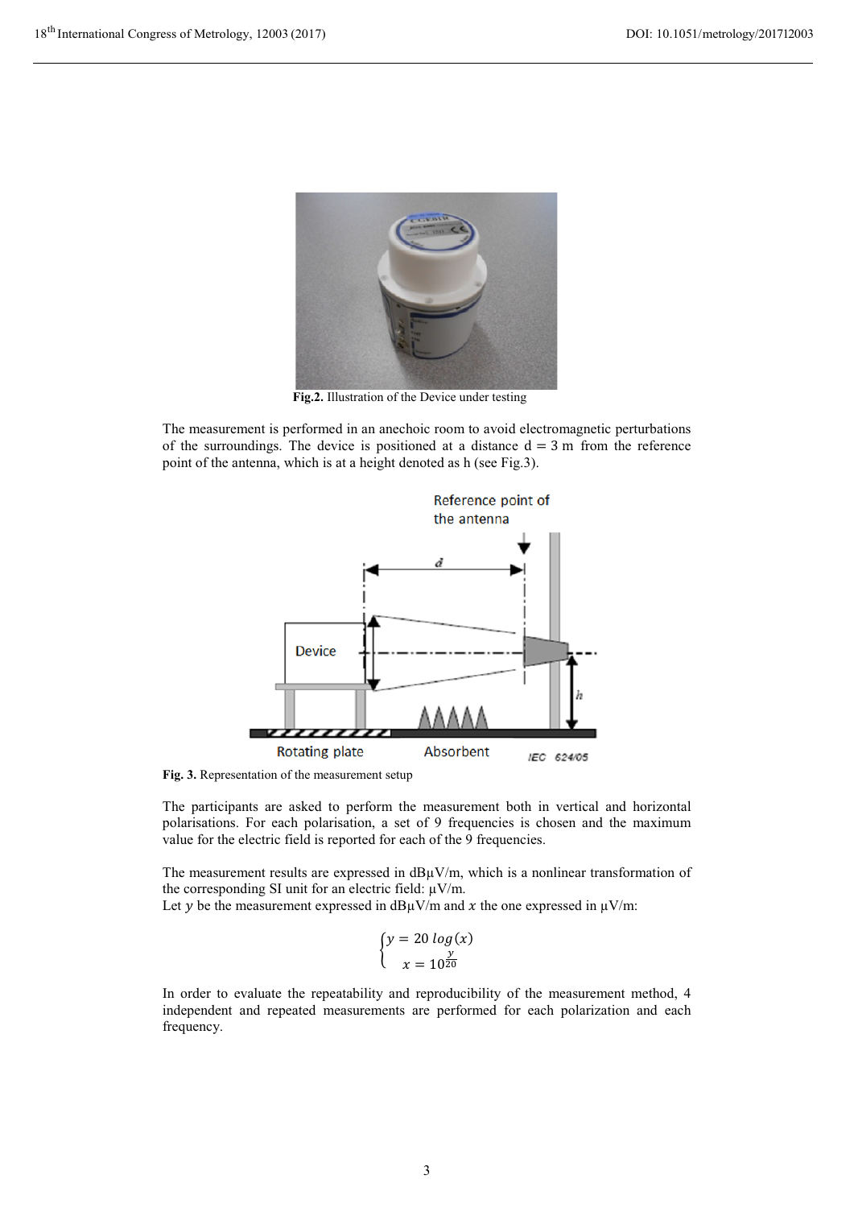**Fig.2.** Illustration of the Device under testing

The measurement is performed in an anechoic room to avoid electromagnetic perturbations of the surroundings. The device is positioned at a distance d = 3 m from the reference point of the antenna, which is at a height denoted as h (see Fig.3).

**Fig. 3.** Representation of the measurement setup

The participants are asked to perform the measurement both in vertical and horizontal polarisations. For each polarisation, a set of 9 frequencies is chosen and the maximum value for the electric field is reported for each of the 9 frequencies.

The measurement results are expressed in dBµV/m, which is a nonlinear transformation of the corresponding SI unit for an electric field: µV/m.
Let $y$ be the measurement expressed in dBµV/m and $x$ the one expressed in µV/m:

$$\begin{cases} y = 20\,log(x) \\ x = 10^{\frac{y}{20}} \end{cases}$$

In order to evaluate the repeatability and reproducibility of the measurement method, 4 independent and repeated measurements are performed for each polarization and each frequency.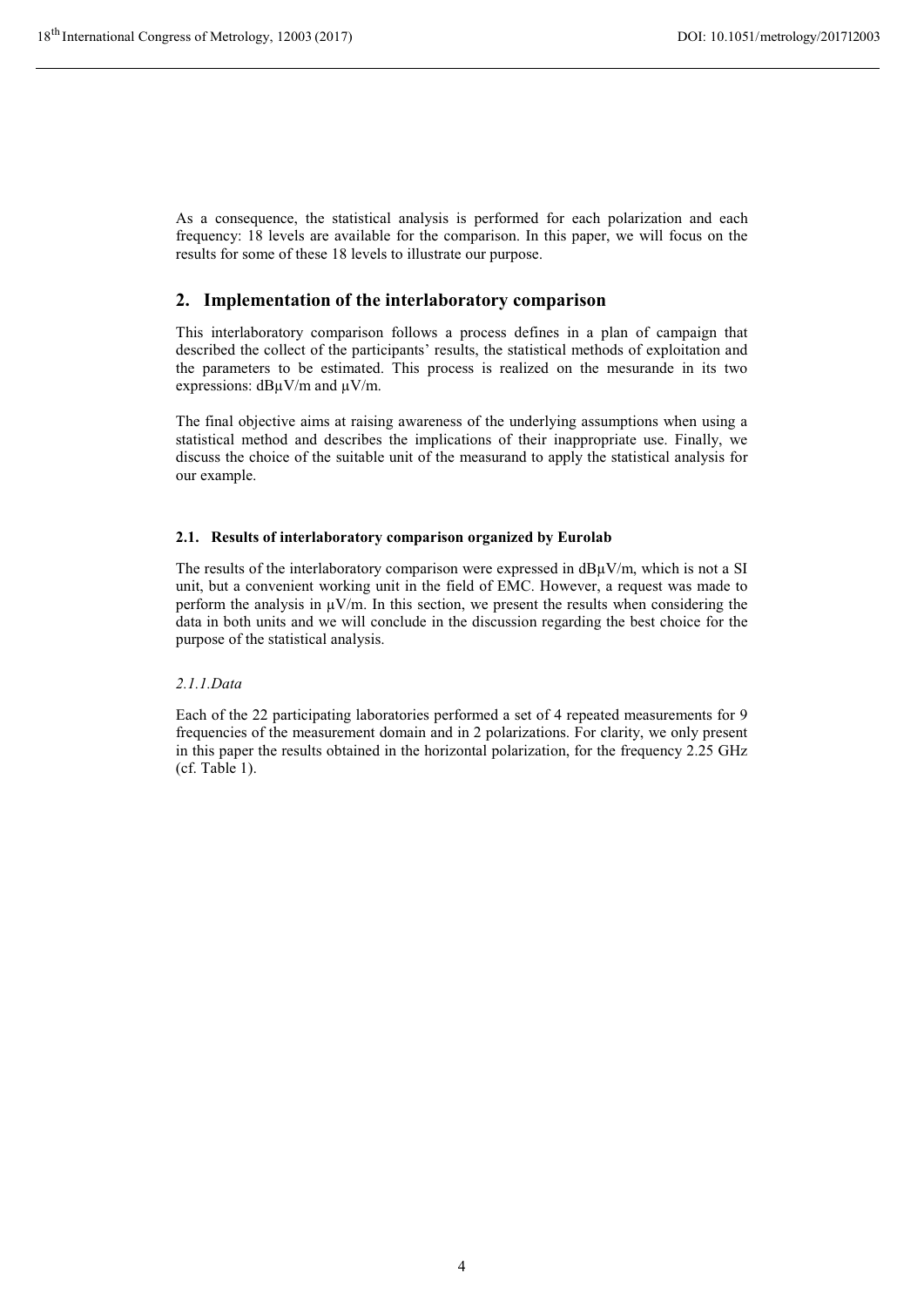As a consequence, the statistical analysis is performed for each polarization and each frequency: 18 levels are available for the comparison. In this paper, we will focus on the results for some of these 18 levels to illustrate our purpose.

## 2. Implementation of the interlaboratory comparison

This interlaboratory comparison follows a process defines in a plan of campaign that described the collect of the participants' results, the statistical methods of exploitation and the parameters to be estimated. This process is realized on the mesurande in its two expressions: dBμV/m and μV/m.

The final objective aims at raising awareness of the underlying assumptions when using a statistical method and describes the implications of their inappropriate use. Finally, we discuss the choice of the suitable unit of the measurand to apply the statistical analysis for our example.

### 2.1. Results of interlaboratory comparison organized by Eurolab

The results of the interlaboratory comparison were expressed in dBμV/m, which is not a SI unit, but a convenient working unit in the field of EMC. However, a request was made to perform the analysis in μV/m. In this section, we present the results when considering the data in both units and we will conclude in the discussion regarding the best choice for the purpose of the statistical analysis.

#### *2.1.1.Data*

Each of the 22 participating laboratories performed a set of 4 repeated measurements for 9 frequencies of the measurement domain and in 2 polarizations. For clarity, we only present in this paper the results obtained in the horizontal polarization, for the frequency 2.25 GHz (cf. Table 1).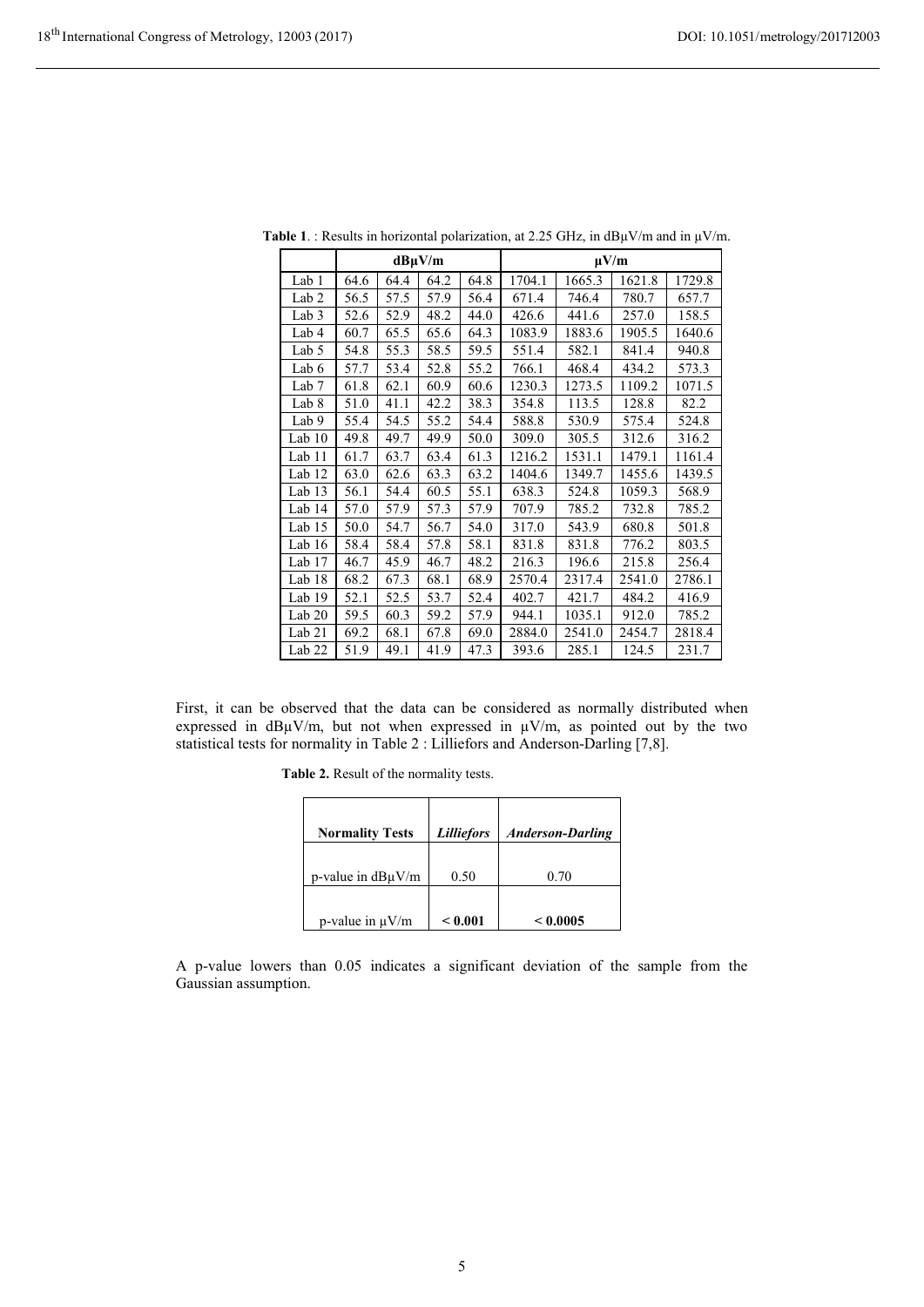**Table 1**. : Results in horizontal polarization, at 2.25 GHz, in dBµV/m and in µV/m.

| | dBµV/m | | | | µV/m | | | |
|---|---|---|---|---|---|---|---|---|
| Lab 1 | 64.6 | 64.4 | 64.2 | 64.8 | 1704.1 | 1665.3 | 1621.8 | 1729.8 |
| Lab 2 | 56.5 | 57.5 | 57.9 | 56.4 | 671.4 | 746.4 | 780.7 | 657.7 |
| Lab 3 | 52.6 | 52.9 | 48.2 | 44.0 | 426.6 | 441.6 | 257.0 | 158.5 |
| Lab 4 | 60.7 | 65.5 | 65.6 | 64.3 | 1083.9 | 1883.6 | 1905.5 | 1640.6 |
| Lab 5 | 54.8 | 55.3 | 58.5 | 59.5 | 551.4 | 582.1 | 841.4 | 940.8 |
| Lab 6 | 57.7 | 53.4 | 52.8 | 55.2 | 766.1 | 468.4 | 434.2 | 573.3 |
| Lab 7 | 61.8 | 62.1 | 60.9 | 60.6 | 1230.3 | 1273.5 | 1109.2 | 1071.5 |
| Lab 8 | 51.0 | 41.1 | 42.2 | 38.3 | 354.8 | 113.5 | 128.8 | 82.2 |
| Lab 9 | 55.4 | 54.5 | 55.2 | 54.4 | 588.8 | 530.9 | 575.4 | 524.8 |
| Lab 10 | 49.8 | 49.7 | 49.9 | 50.0 | 309.0 | 305.5 | 312.6 | 316.2 |
| Lab 11 | 61.7 | 63.7 | 63.4 | 61.3 | 1216.2 | 1531.1 | 1479.1 | 1161.4 |
| Lab 12 | 63.0 | 62.6 | 63.3 | 63.2 | 1404.6 | 1349.7 | 1455.6 | 1439.5 |
| Lab 13 | 56.1 | 54.4 | 60.5 | 55.1 | 638.3 | 524.8 | 1059.3 | 568.9 |
| Lab 14 | 57.0 | 57.9 | 57.3 | 57.9 | 707.9 | 785.2 | 732.8 | 785.2 |
| Lab 15 | 50.0 | 54.7 | 56.7 | 54.0 | 317.0 | 543.9 | 680.8 | 501.8 |
| Lab 16 | 58.4 | 58.4 | 57.8 | 58.1 | 831.8 | 831.8 | 776.2 | 803.5 |
| Lab 17 | 46.7 | 45.9 | 46.7 | 48.2 | 216.3 | 196.6 | 215.8 | 256.4 |
| Lab 18 | 68.2 | 67.3 | 68.1 | 68.9 | 2570.4 | 2317.4 | 2541.0 | 2786.1 |
| Lab 19 | 52.1 | 52.5 | 53.7 | 52.4 | 402.7 | 421.7 | 484.2 | 416.9 |
| Lab 20 | 59.5 | 60.3 | 59.2 | 57.9 | 944.1 | 1035.1 | 912.0 | 785.2 |
| Lab 21 | 69.2 | 68.1 | 67.8 | 69.0 | 2884.0 | 2541.0 | 2454.7 | 2818.4 |
| Lab 22 | 51.9 | 49.1 | 41.9 | 47.3 | 393.6 | 285.1 | 124.5 | 231.7 |

First, it can be observed that the data can be considered as normally distributed when expressed in dBµV/m, but not when expressed in µV/m, as pointed out by the two statistical tests for normality in Table 2 : Lilliefors and Anderson-Darling [7,8].

**Table 2.** Result of the normality tests.

| **Normality Tests** | ***Lilliefors*** | ***Anderson-Darling*** |
|---|---|---|
| p-value in dBµV/m | 0.50 | 0.70 |
| p-value in µV/m | **< 0.001** | **< 0.0005** |

A p-value lowers than 0.05 indicates a significant deviation of the sample from the Gaussian assumption.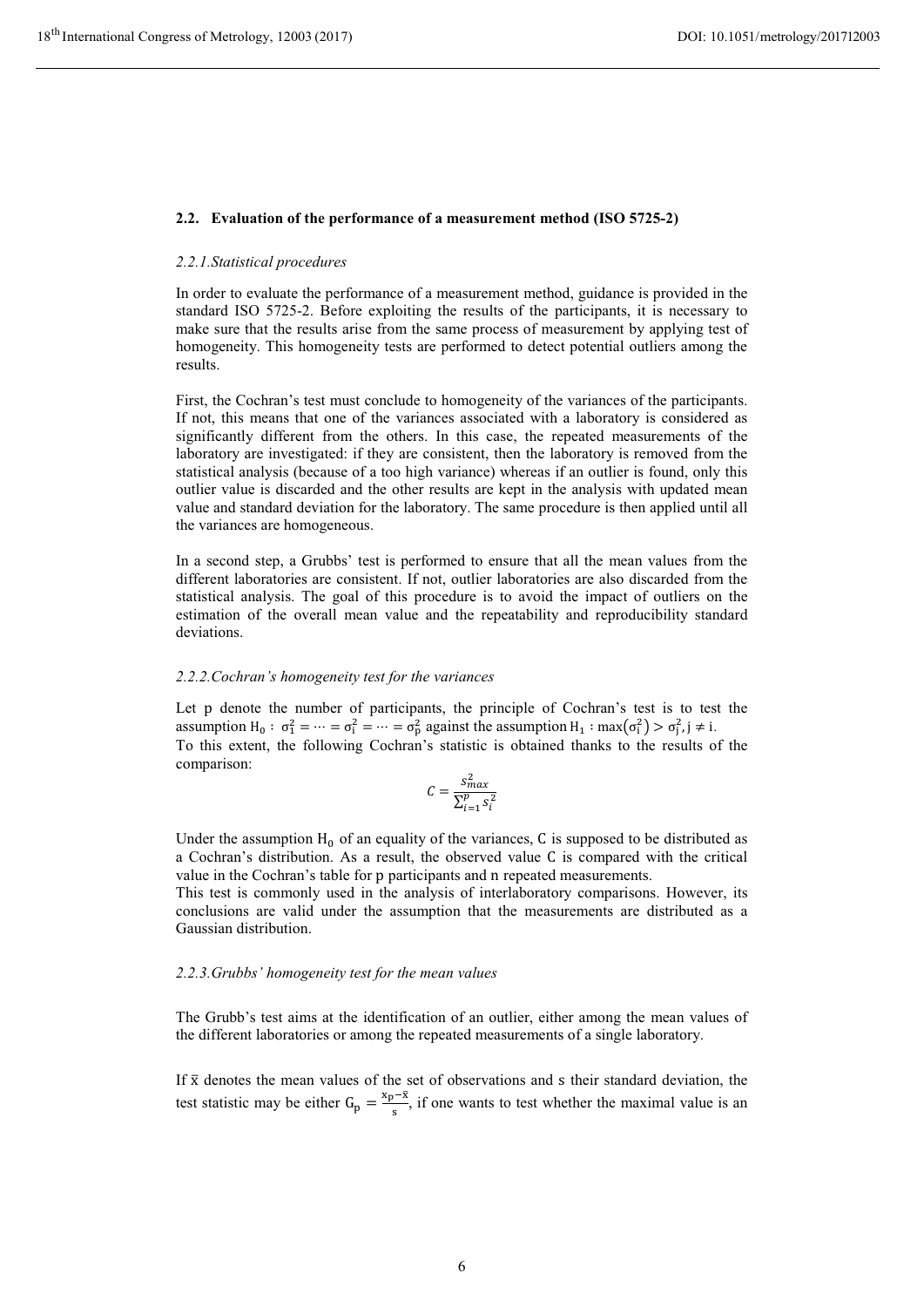### 2.2. Evaluation of the performance of a measurement method (ISO 5725-2)

#### *2.2.1.Statistical procedures*

In order to evaluate the performance of a measurement method, guidance is provided in the standard ISO 5725-2. Before exploiting the results of the participants, it is necessary to make sure that the results arise from the same process of measurement by applying test of homogeneity. This homogeneity tests are performed to detect potential outliers among the results.

First, the Cochran's test must conclude to homogeneity of the variances of the participants. If not, this means that one of the variances associated with a laboratory is considered as significantly different from the others. In this case, the repeated measurements of the laboratory are investigated: if they are consistent, then the laboratory is removed from the statistical analysis (because of a too high variance) whereas if an outlier is found, only this outlier value is discarded and the other results are kept in the analysis with updated mean value and standard deviation for the laboratory. The same procedure is then applied until all the variances are homogeneous.

In a second step, a Grubbs' test is performed to ensure that all the mean values from the different laboratories are consistent. If not, outlier laboratories are also discarded from the statistical analysis. The goal of this procedure is to avoid the impact of outliers on the estimation of the overall mean value and the repeatability and reproducibility standard deviations.

#### *2.2.2.Cochran's homogeneity test for the variances*

Let p denote the number of participants, the principle of Cochran's test is to test the assumption $H_0 : \sigma_1^2 = \cdots = \sigma_i^2 = \cdots = \sigma_p^2$ against the assumption $H_1 : \max(\sigma_i^2) > \sigma_j^2, j \neq i$.
To this extent, the following Cochran's statistic is obtained thanks to the results of the comparison:

$$C = \frac{s_{max}^2}{\sum_{i=1}^{p} s_i^2}$$

Under the assumption $H_0$ of an equality of the variances, C is supposed to be distributed as a Cochran's distribution. As a result, the observed value C is compared with the critical value in the Cochran's table for p participants and n repeated measurements.
This test is commonly used in the analysis of interlaboratory comparisons. However, its conclusions are valid under the assumption that the measurements are distributed as a Gaussian distribution.

#### *2.2.3.Grubbs' homogeneity test for the mean values*

The Grubb's test aims at the identification of an outlier, either among the mean values of the different laboratories or among the repeated measurements of a single laboratory.

If $\bar{x}$ denotes the mean values of the set of observations and s their standard deviation, the test statistic may be either $G_p = \frac{x_p - \bar{x}}{s}$, if one wants to test whether the maximal value is an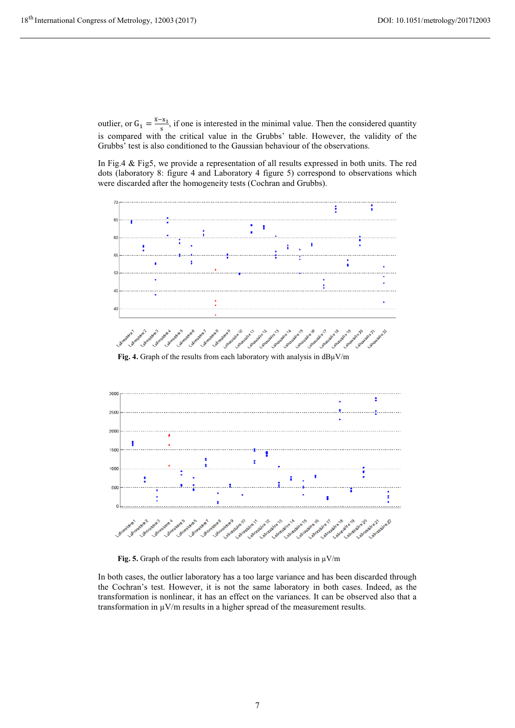outlier, or $G_1 = \frac{\bar{x}-x_1}{s}$, if one is interested in the minimal value. Then the considered quantity is compared with the critical value in the Grubbs' table. However, the validity of the Grubbs' test is also conditioned to the Gaussian behaviour of the observations.

In Fig.4 & Fig5, we provide a representation of all results expressed in both units. The red dots (laboratory 8: figure 4 and Laboratory 4 figure 5) correspond to observations which were discarded after the homogeneity tests (Cochran and Grubbs).

**Fig. 4.** Graph of the results from each laboratory with analysis in dBµV/m

**Fig. 5.** Graph of the results from each laboratory with analysis in µV/m

In both cases, the outlier laboratory has a too large variance and has been discarded through the Cochran's test. However, it is not the same laboratory in both cases. Indeed, as the transformation is nonlinear, it has an effect on the variances. It can be observed also that a transformation in µV/m results in a higher spread of the measurement results.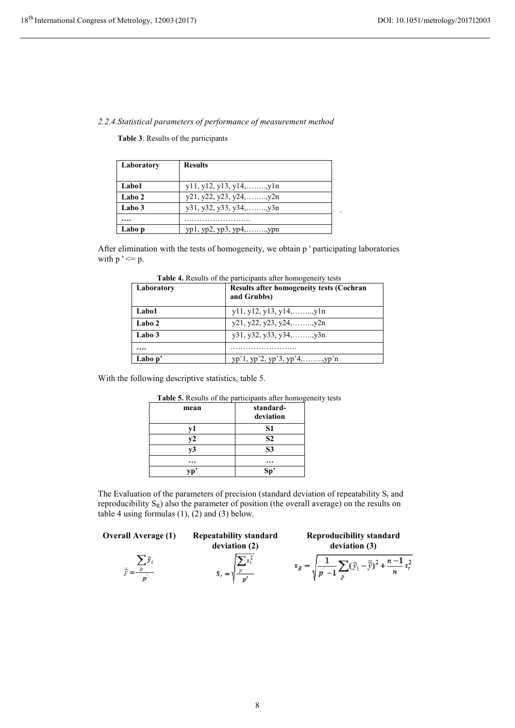*2.2.4.Statistical parameters of performance of measurement method*

**Table 3**: Results of the participants

| Laboratory | Results |
|---|---|
| Labo1 | y11, y12, y13, y14,……..,y1n |
| Labo 2 | y21, y22, y23, y24,……..,y2n |
| Labo 3 | y31, y32, y33, y34,……..,y3n |
| …. | …………………….. |
| Labo p | yp1, yp2, yp3, yp4,……..,ypn |

After elimination with the tests of homogeneity, we obtain p ' participating laboratories with p ' <= p.

**Table 4.** Results of the participants after homogeneity tests

| Laboratory | Results after homogeneity tests (Cochran and Grubbs) |
|---|---|
| Labo1 | y11, y12, y13, y14,……..,y1n |
| Labo 2 | y21, y22, y23, y24,……..,y2n |
| Labo 3 | y31, y32, y33, y34,……..,y3n |
| …. | …………………….. |
| Labo p' | yp'1, yp'2, yp'3, yp'4,……..,yp'n |

With the following descriptive statistics, table 5.

**Table 5.** Results of the participants after homogeneity tests

| mean | standard-deviation |
|---|---|
| y1 | S1 |
| y2 | S2 |
| y3 | S3 |
| … | … |
| yp' | Sp' |

The Evaluation of the parameters of precision (standard deviation of repeatability $S_r$ and reproducibility $S_R$) also the parameter of position (the overall average) on the results on table 4 using formulas (1), (2) and (3) below.

**Overall Average (1)**

$$\bar{\bar{y}} = \frac{\sum_{p'} \bar{y}_i}{p'}$$

**Repeatability standard deviation (2)**

$$S_r = \sqrt{\frac{\sum_{p'} s_i^2}{p'}}$$

**Reproducibility standard deviation (3)**

$$s_R = \sqrt{\frac{1}{p'-1} \sum_{p'} (\bar{y}_i - \bar{\bar{y}})^2 + \frac{n-1}{n} s_r^2}$$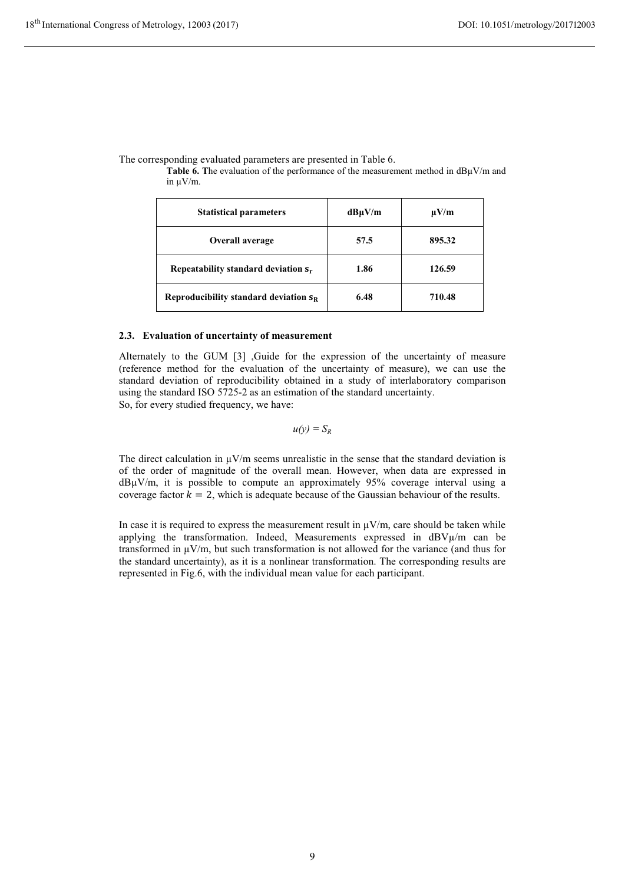The corresponding evaluated parameters are presented in Table 6.

**Table 6. T**he evaluation of the performance of the measurement method in dBμV/m and in μV/m.

| Statistical parameters | dBμV/m | μV/m |
|---|---|---|
| **Overall average** | **57.5** | **895.32** |
| **Repeatability standard deviation $s_r$** | **1.86** | **126.59** |
| **Reproducibility standard deviation $s_R$** | **6.48** | **710.48** |

### 2.3. Evaluation of uncertainty of measurement

Alternately to the GUM [3] ,Guide for the expression of the uncertainty of measure (reference method for the evaluation of the uncertainty of measure), we can use the standard deviation of reproducibility obtained in a study of interlaboratory comparison using the standard ISO 5725-2 as an estimation of the standard uncertainty.
So, for every studied frequency, we have:

$$u(y) = S_R$$

The direct calculation in μV/m seems unrealistic in the sense that the standard deviation is of the order of magnitude of the overall mean. However, when data are expressed in dBμV/m, it is possible to compute an approximately 95% coverage interval using a coverage factor $k = 2$, which is adequate because of the Gaussian behaviour of the results.

In case it is required to express the measurement result in μV/m, care should be taken while applying the transformation. Indeed, Measurements expressed in dBVμ/m can be transformed in μV/m, but such transformation is not allowed for the variance (and thus for the standard uncertainty), as it is a nonlinear transformation. The corresponding results are represented in Fig.6, with the individual mean value for each participant.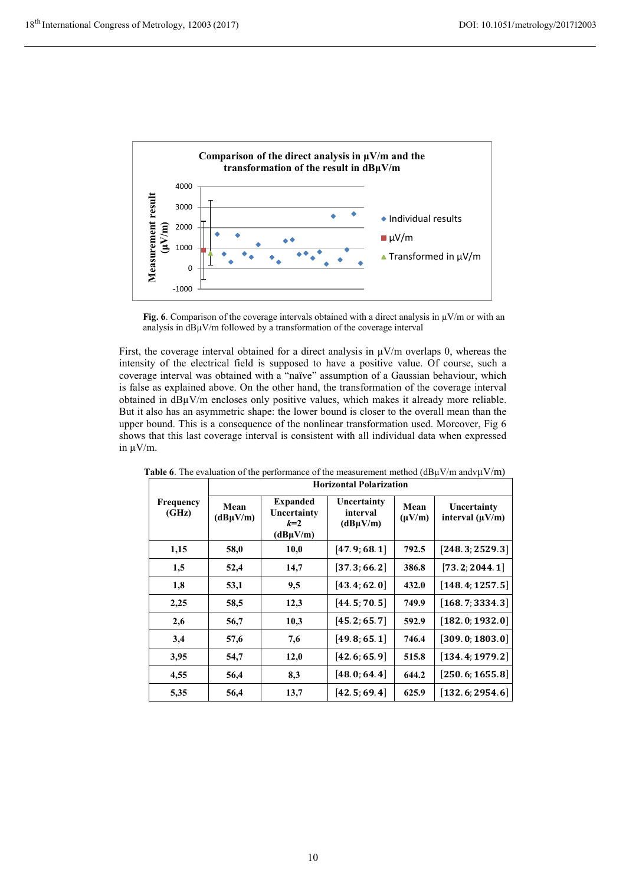**Fig. 6**. Comparison of the coverage intervals obtained with a direct analysis in µV/m or with an analysis in dBµV/m followed by a transformation of the coverage interval

First, the coverage interval obtained for a direct analysis in µV/m overlaps 0, whereas the intensity of the electrical field is supposed to have a positive value. Of course, such a coverage interval was obtained with a "naïve" assumption of a Gaussian behaviour, which is false as explained above. On the other hand, the transformation of the coverage interval obtained in dBµV/m encloses only positive values, which makes it already more reliable. But it also has an asymmetric shape: the lower bound is closer to the overall mean than the upper bound. This is a consequence of the nonlinear transformation used. Moreover, Fig 6 shows that this last coverage interval is consistent with all individual data when expressed in µV/m.

**Table 6**. The evaluation of the performance of the measurement method (dBµV/m andvµV/m)

| Frequency (GHz) | Horizontal Polarization | | | | |
|---|---|---|---|---|---|
| | Mean (dBµV/m) | Expanded Uncertainty $k$=2 (dBµV/m) | Uncertainty interval (dBµV/m) | Mean (µV/m) | Uncertainty interval (µV/m) |
| 1,15 | 58,0 | 10,0 | [47.9; 68.1] | 792.5 | [248.3; 2529.3] |
| 1,5 | 52,4 | 14,7 | [37.3; 66.2] | 386.8 | [73.2; 2044.1] |
| 1,8 | 53,1 | 9,5 | [43.4; 62.0] | 432.0 | [148.4; 1257.5] |
| 2,25 | 58,5 | 12,3 | [44.5; 70.5] | 749.9 | [168.7; 3334.3] |
| 2,6 | 56,7 | 10,3 | [45.2; 65.7] | 592.9 | [182.0; 1932.0] |
| 3,4 | 57,6 | 7,6 | [49.8; 65.1] | 746.4 | [309.0; 1803.0] |
| 3,95 | 54,7 | 12,0 | [42.6; 65.9] | 515.8 | [134.4; 1979.2] |
| 4,55 | 56,4 | 8,3 | [48.0; 64.4] | 644.2 | [250.6; 1655.8] |
| 5,35 | 56,4 | 13,7 | [42.5; 69.4] | 625.9 | [132.6; 2954.6] |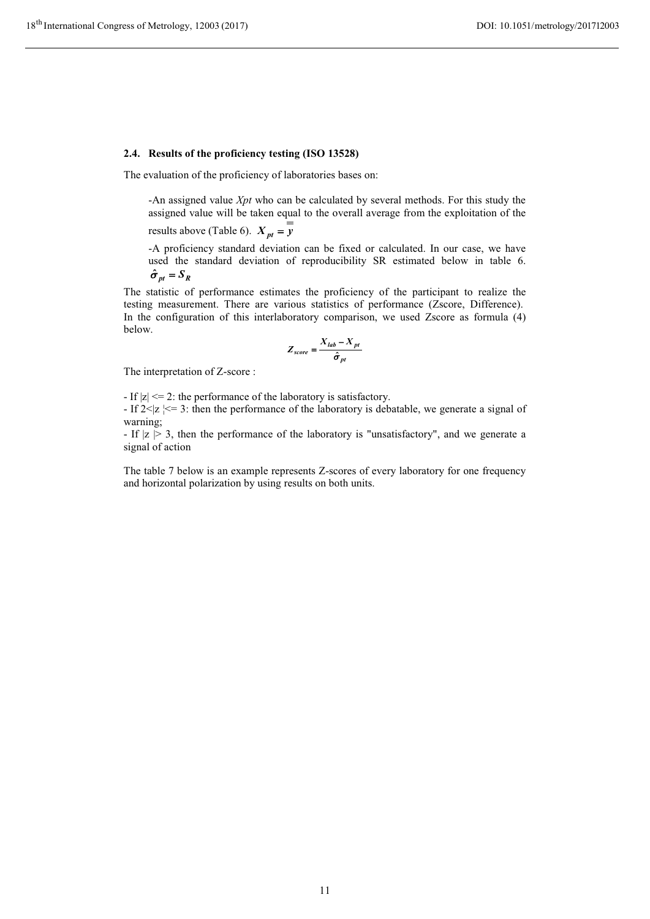### 2.4. Results of the proficiency testing (ISO 13528)

The evaluation of the proficiency of laboratories bases on:

-An assigned value *Xpt* who can be calculated by several methods. For this study the assigned value will be taken equal to the overall average from the exploitation of the results above (Table 6). $X_{pt} = \bar{\bar{y}}$

-A proficiency standard deviation can be fixed or calculated. In our case, we have used the standard deviation of reproducibility SR estimated below in table 6. $\hat{\sigma}_{pt} = S_R$

The statistic of performance estimates the proficiency of the participant to realize the testing measurement. There are various statistics of performance (Zscore, Difference). In the configuration of this interlaboratory comparison, we used Zscore as formula (4) below.

$$Z_{score} = \frac{X_{lab} - X_{pt}}{\hat{\sigma}_{pt}}$$

The interpretation of Z-score :

- If $|z| <= 2$: the performance of the laboratory is satisfactory.
- If $2<|z| <= 3$: then the performance of the laboratory is debatable, we generate a signal of warning;
- If $|z| > 3$, then the performance of the laboratory is "unsatisfactory", and we generate a signal of action

The table 7 below is an example represents Z-scores of every laboratory for one frequency and horizontal polarization by using results on both units.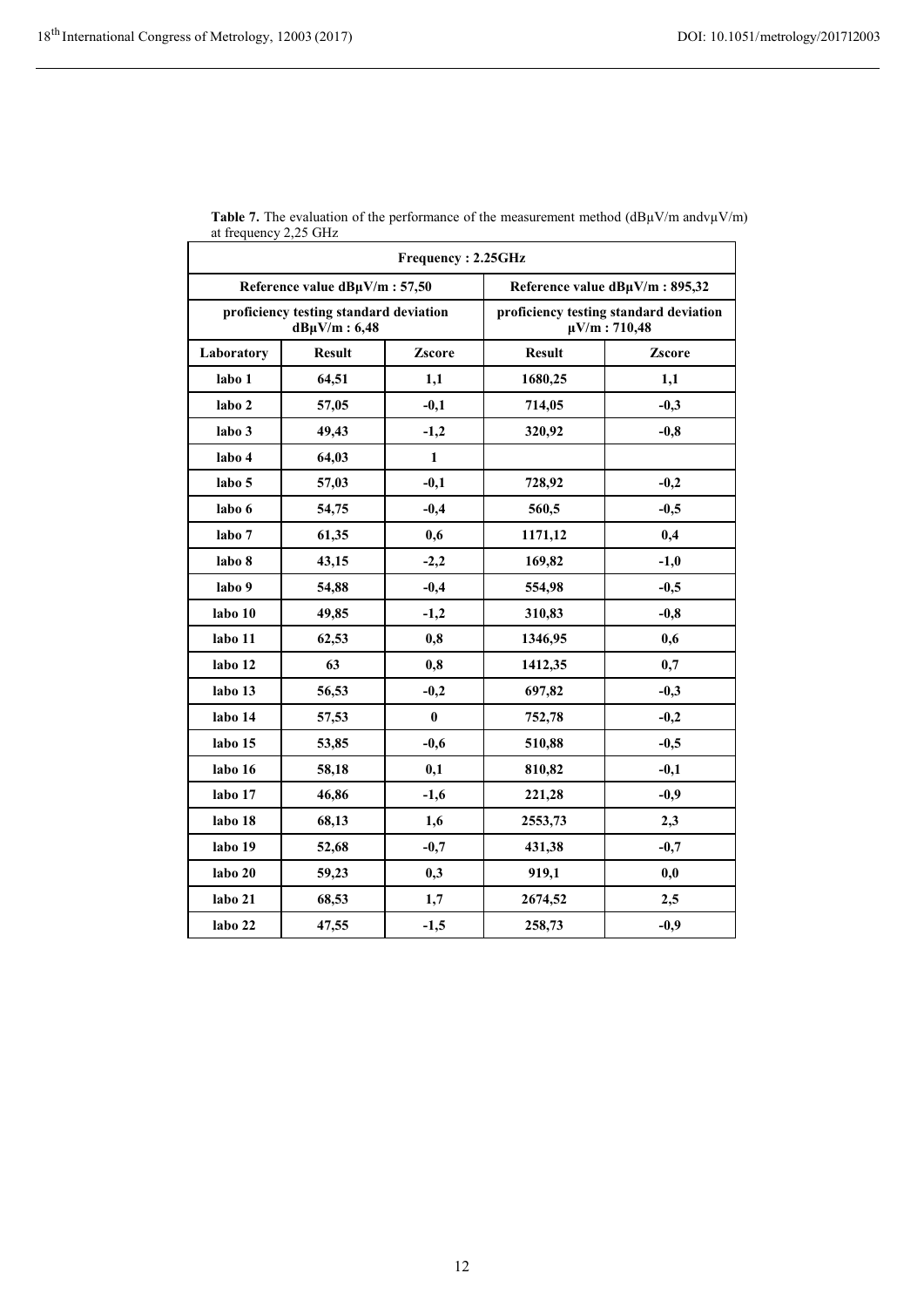**Table 7.** The evaluation of the performance of the measurement method (dBµV/m andvµV/m) at frequency 2,25 GHz

| Frequency : 2.25GHz | | | | |
|---|---|---|---|---|
| Reference value dBµV/m : 57,50 | | | Reference value dBµV/m : 895,32 | |
| proficiency testing standard deviation dBµV/m : 6,48 | | | proficiency testing standard deviation µV/m : 710,48 | |
| **Laboratory** | **Result** | **Zscore** | **Result** | **Zscore** |
| labo 1 | 64,51 | 1,1 | 1680,25 | 1,1 |
| labo 2 | 57,05 | -0,1 | 714,05 | -0,3 |
| labo 3 | 49,43 | -1,2 | 320,92 | -0,8 |
| labo 4 | 64,03 | 1 | | |
| labo 5 | 57,03 | -0,1 | 728,92 | -0,2 |
| labo 6 | 54,75 | -0,4 | 560,5 | -0,5 |
| labo 7 | 61,35 | 0,6 | 1171,12 | 0,4 |
| labo 8 | 43,15 | -2,2 | 169,82 | -1,0 |
| labo 9 | 54,88 | -0,4 | 554,98 | -0,5 |
| labo 10 | 49,85 | -1,2 | 310,83 | -0,8 |
| labo 11 | 62,53 | 0,8 | 1346,95 | 0,6 |
| labo 12 | 63 | 0,8 | 1412,35 | 0,7 |
| labo 13 | 56,53 | -0,2 | 697,82 | -0,3 |
| labo 14 | 57,53 | 0 | 752,78 | -0,2 |
| labo 15 | 53,85 | -0,6 | 510,88 | -0,5 |
| labo 16 | 58,18 | 0,1 | 810,82 | -0,1 |
| labo 17 | 46,86 | -1,6 | 221,28 | -0,9 |
| labo 18 | 68,13 | 1,6 | 2553,73 | 2,3 |
| labo 19 | 52,68 | -0,7 | 431,38 | -0,7 |
| labo 20 | 59,23 | 0,3 | 919,1 | 0,0 |
| labo 21 | 68,53 | 1,7 | 2674,52 | 2,5 |
| labo 22 | 47,55 | -1,5 | 258,73 | -0,9 |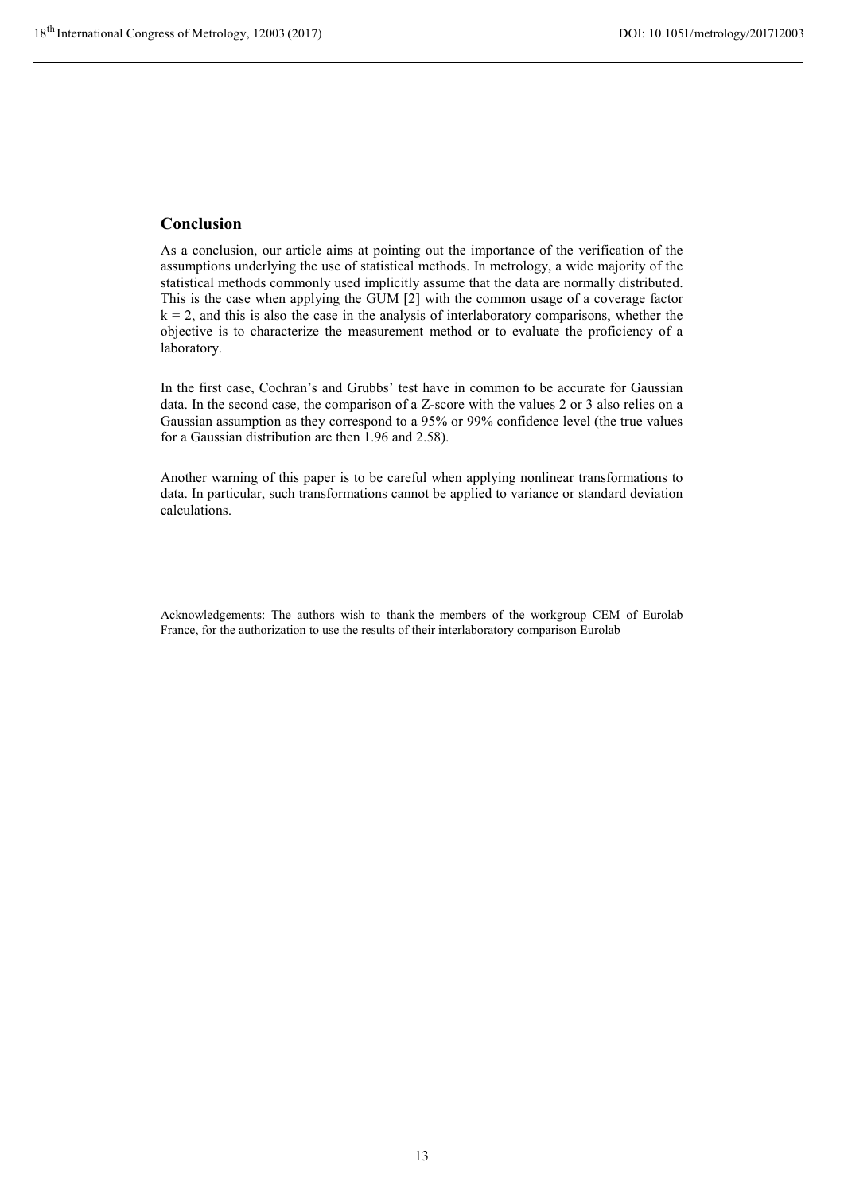## Conclusion

As a conclusion, our article aims at pointing out the importance of the verification of the assumptions underlying the use of statistical methods. In metrology, a wide majority of the statistical methods commonly used implicitly assume that the data are normally distributed. This is the case when applying the GUM [2] with the common usage of a coverage factor $k = 2$, and this is also the case in the analysis of interlaboratory comparisons, whether the objective is to characterize the measurement method or to evaluate the proficiency of a laboratory.

In the first case, Cochran's and Grubbs' test have in common to be accurate for Gaussian data. In the second case, the comparison of a Z-score with the values 2 or 3 also relies on a Gaussian assumption as they correspond to a 95% or 99% confidence level (the true values for a Gaussian distribution are then 1.96 and 2.58).

Another warning of this paper is to be careful when applying nonlinear transformations to data. In particular, such transformations cannot be applied to variance or standard deviation calculations.

Acknowledgements: The authors wish to thank the members of the workgroup CEM of Eurolab France, for the authorization to use the results of their interlaboratory comparison Eurolab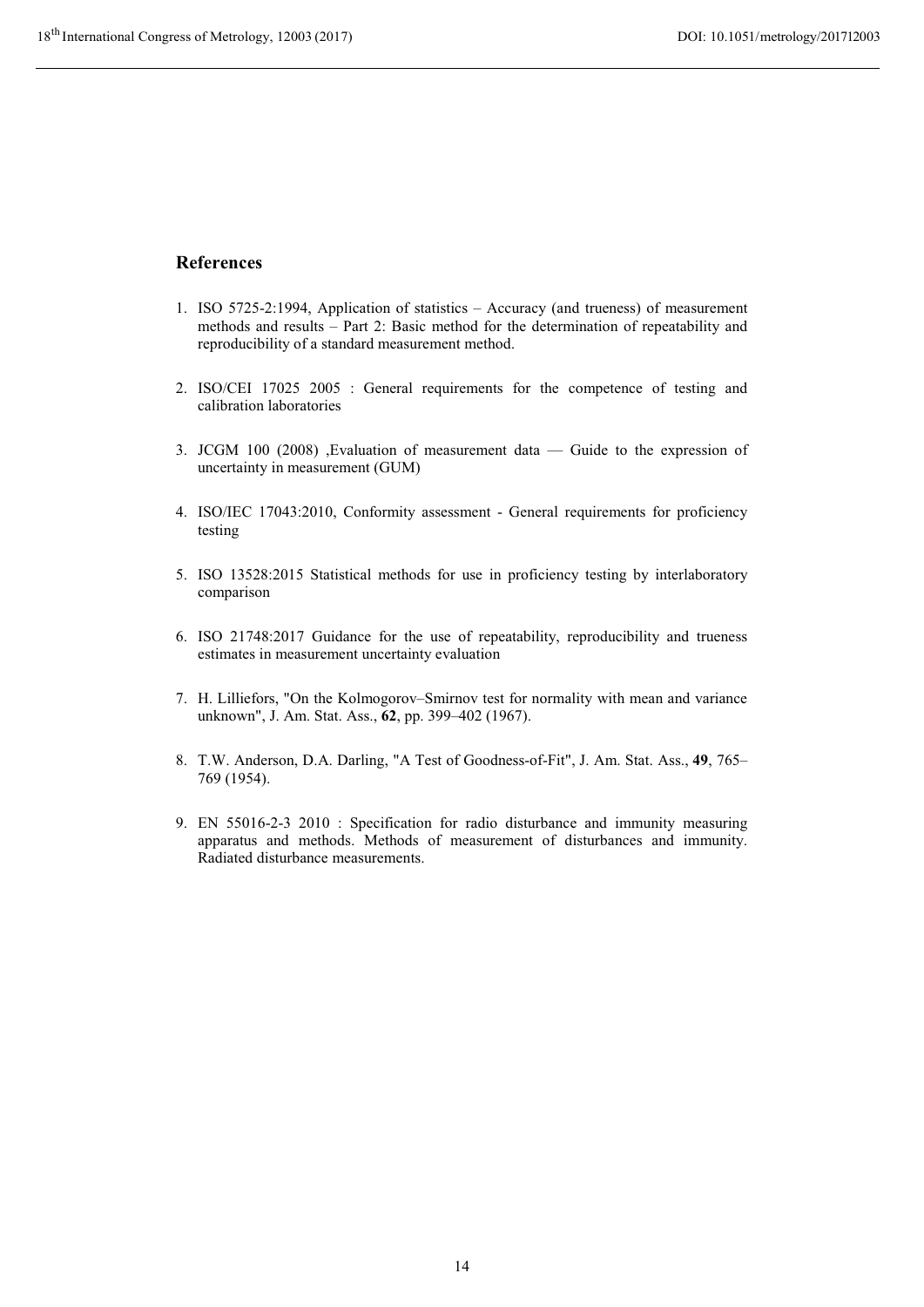## References

1. ISO 5725-2:1994, Application of statistics – Accuracy (and trueness) of measurement methods and results – Part 2: Basic method for the determination of repeatability and reproducibility of a standard measurement method.

2. ISO/CEI 17025 2005 : General requirements for the competence of testing and calibration laboratories

3. JCGM 100 (2008) ,Evaluation of measurement data — Guide to the expression of uncertainty in measurement (GUM)

4. ISO/IEC 17043:2010, Conformity assessment - General requirements for proficiency testing

5. ISO 13528:2015 Statistical methods for use in proficiency testing by interlaboratory comparison

6. ISO 21748:2017 Guidance for the use of repeatability, reproducibility and trueness estimates in measurement uncertainty evaluation

7. H. Lilliefors, "On the Kolmogorov–Smirnov test for normality with mean and variance unknown", J. Am. Stat. Ass., **62**, pp. 399–402 (1967).

8. T.W. Anderson, D.A. Darling, "A Test of Goodness-of-Fit", J. Am. Stat. Ass., **49**, 765–769 (1954).

9. EN 55016-2-3 2010 : Specification for radio disturbance and immunity measuring apparatus and methods. Methods of measurement of disturbances and immunity. Radiated disturbance measurements.